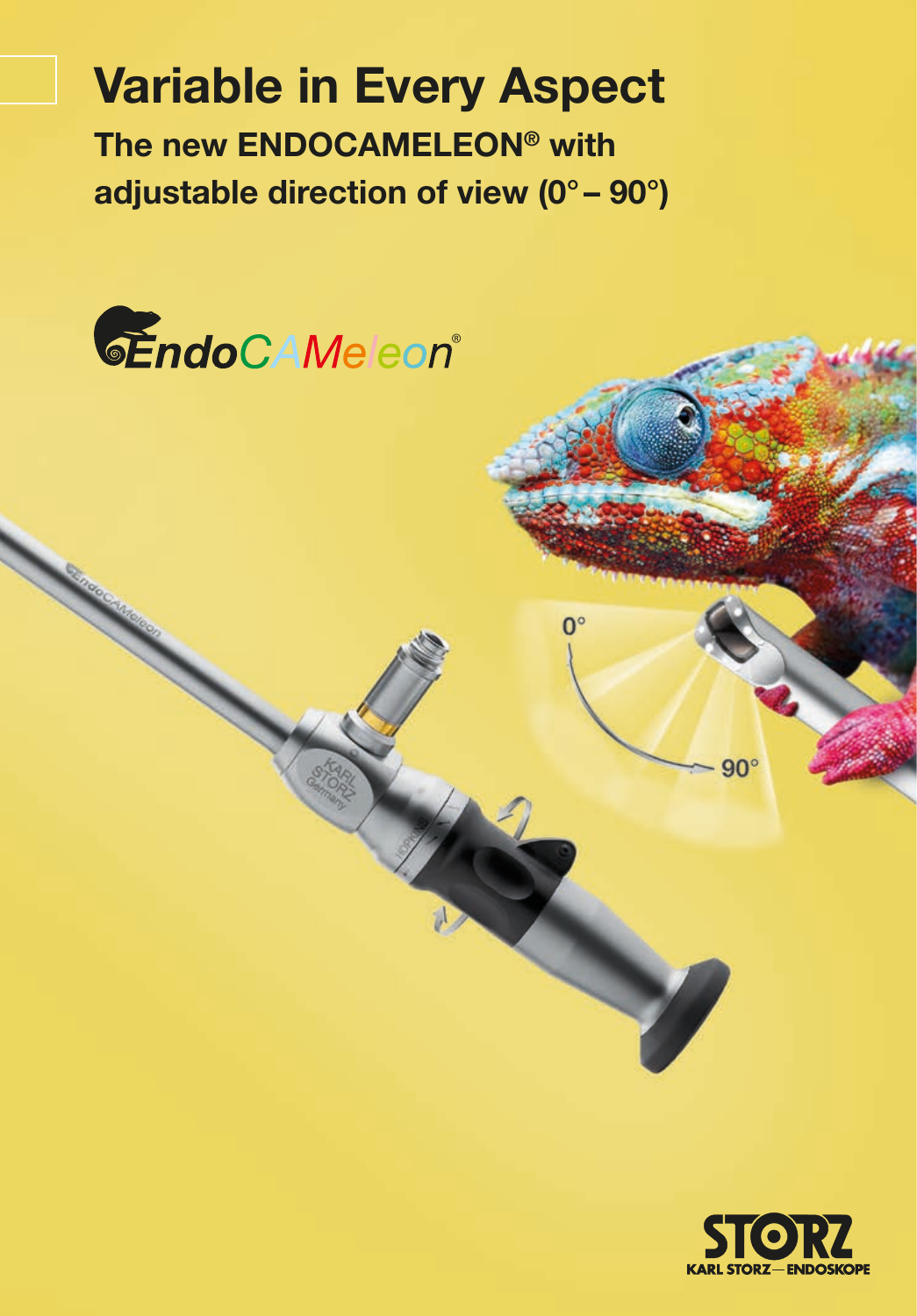# Variable in Every Aspect

## The new ENDOCAMELEON® with adjustable direction of view (0° – 90°)

EndoCAMeleon®

0°

90°

KARL STORZ — ENDOSKOPE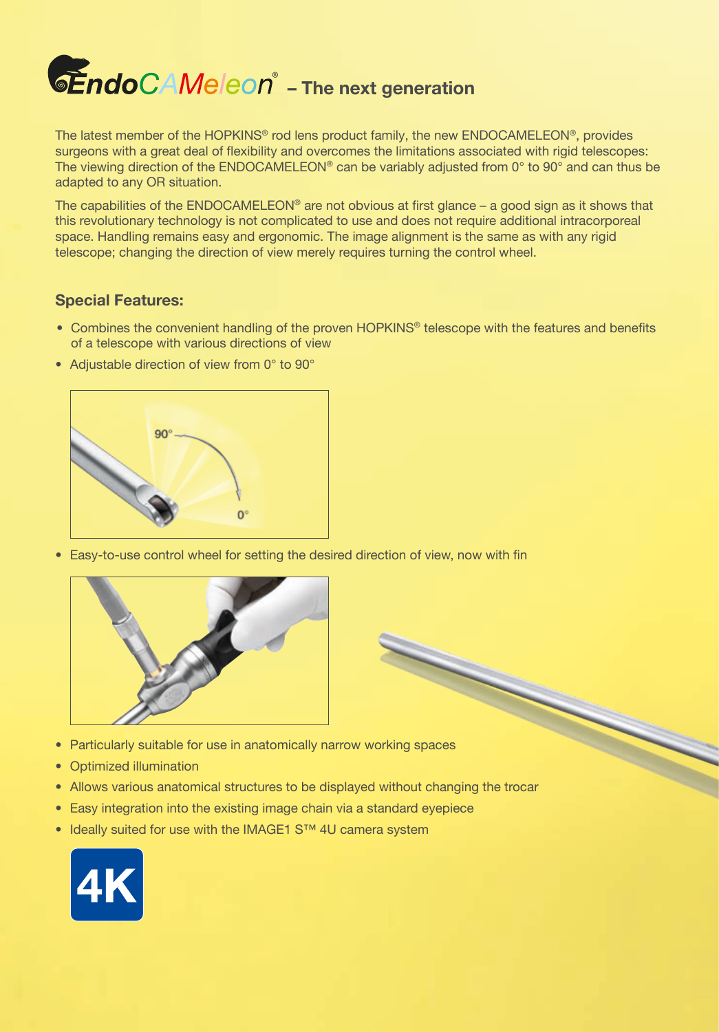# EndoCAMeleon® – The next generation

The latest member of the HOPKINS® rod lens product family, the new ENDOCAMELEON®, provides surgeons with a great deal of flexibility and overcomes the limitations associated with rigid telescopes: The viewing direction of the ENDOCAMELEON® can be variably adjusted from 0° to 90° and can thus be adapted to any OR situation.

The capabilities of the ENDOCAMELEON® are not obvious at first glance – a good sign as it shows that this revolutionary technology is not complicated to use and does not require additional intracorporeal space. Handling remains easy and ergonomic. The image alignment is the same as with any rigid telescope; changing the direction of view merely requires turning the control wheel.

## Special Features:

- Combines the convenient handling of the proven HOPKINS® telescope with the features and benefits of a telescope with various directions of view
- Adjustable direction of view from 0° to 90°
- Easy-to-use control wheel for setting the desired direction of view, now with fin
- Particularly suitable for use in anatomically narrow working spaces
- Optimized illumination
- Allows various anatomical structures to be displayed without changing the trocar
- Easy integration into the existing image chain via a standard eyepiece
- Ideally suited for use with the IMAGE1 S™ 4U camera system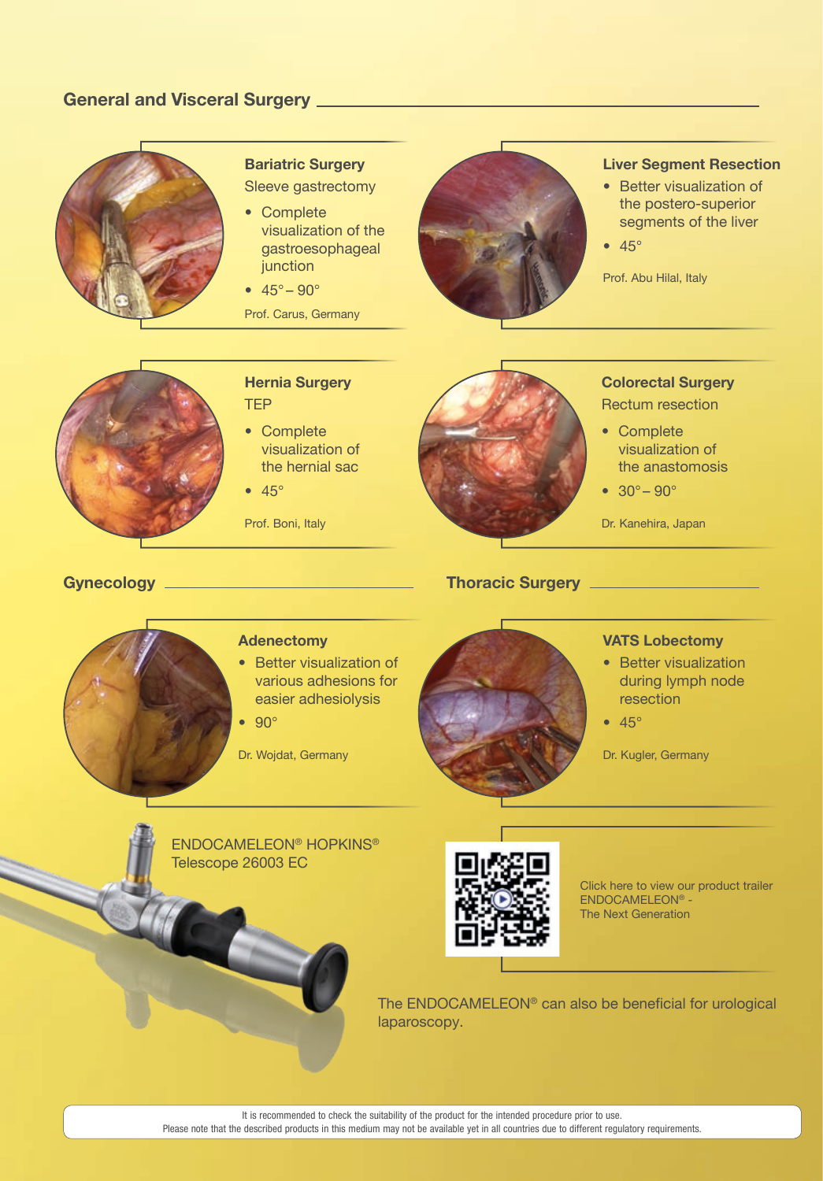## General and Visceral Surgery

### Bariatric Surgery

Sleeve gastrectomy

- Complete visualization of the gastroesophageal junction
- 45° – 90°

Prof. Carus, Germany

### Liver Segment Resection

- Better visualization of the postero-superior segments of the liver
- 45°

Prof. Abu Hilal, Italy

### Hernia Surgery

TEP

- Complete visualization of the hernial sac
- 45°

Prof. Boni, Italy

### Colorectal Surgery

Rectum resection

- Complete visualization of the anastomosis
- 30° – 90°

Dr. Kanehira, Japan

## Gynecology

### Adenectomy

- Better visualization of various adhesions for easier adhesiolysis
- 90°

Dr. Wojdat, Germany

## Thoracic Surgery

### VATS Lobectomy

- Better visualization during lymph node resection
- 45°

Dr. Kugler, Germany

ENDOCAMELEON® HOPKINS® Telescope 26003 EC

Click here to view our product trailer ENDOCAMELEON® - The Next Generation

The ENDOCAMELEON® can also be beneficial for urological laparoscopy.

It is recommended to check the suitability of the product for the intended procedure prior to use.
Please note that the described products in this medium may not be available yet in all countries due to different regulatory requirements.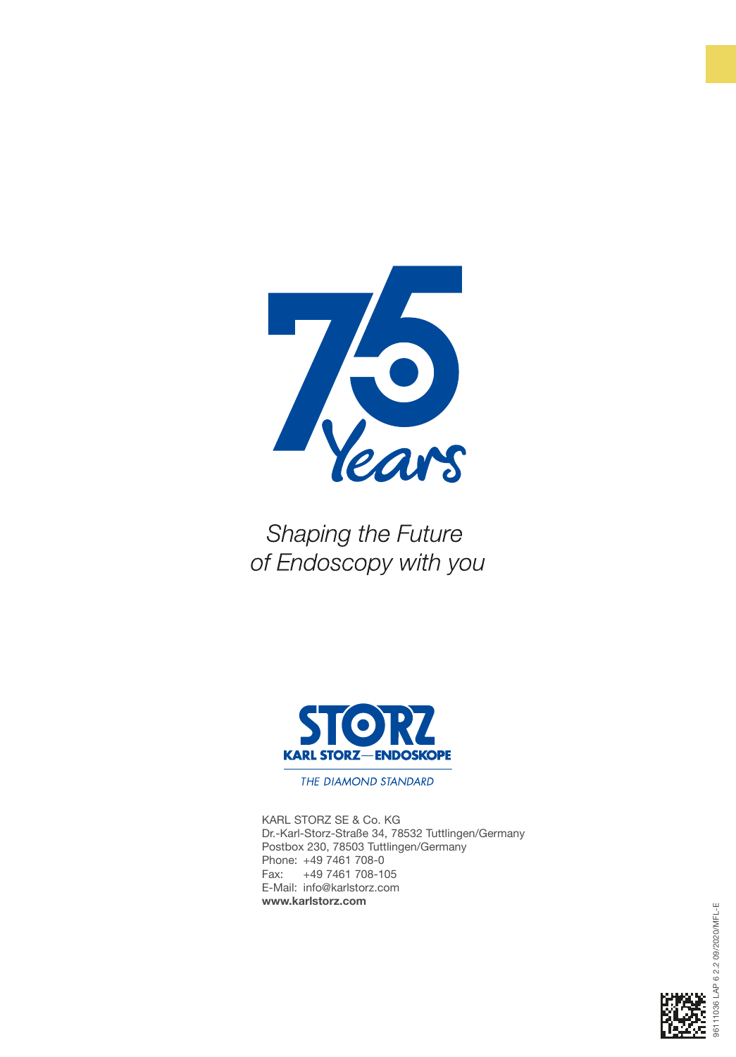75 Years

*Shaping the Future of Endoscopy with you*

STORZ
KARL STORZ — ENDOSKOPE

THE DIAMOND STANDARD

KARL STORZ SE & Co. KG
Dr.-Karl-Storz-Straße 34, 78532 Tuttlingen/Germany
Postbox 230, 78503 Tuttlingen/Germany
Phone: +49 7461 708-0
Fax: +49 7461 708-105
E-Mail: info@karlstorz.com
**www.karlstorz.com**

96111036 LAP 6 2.2 09/2020/MFL-E